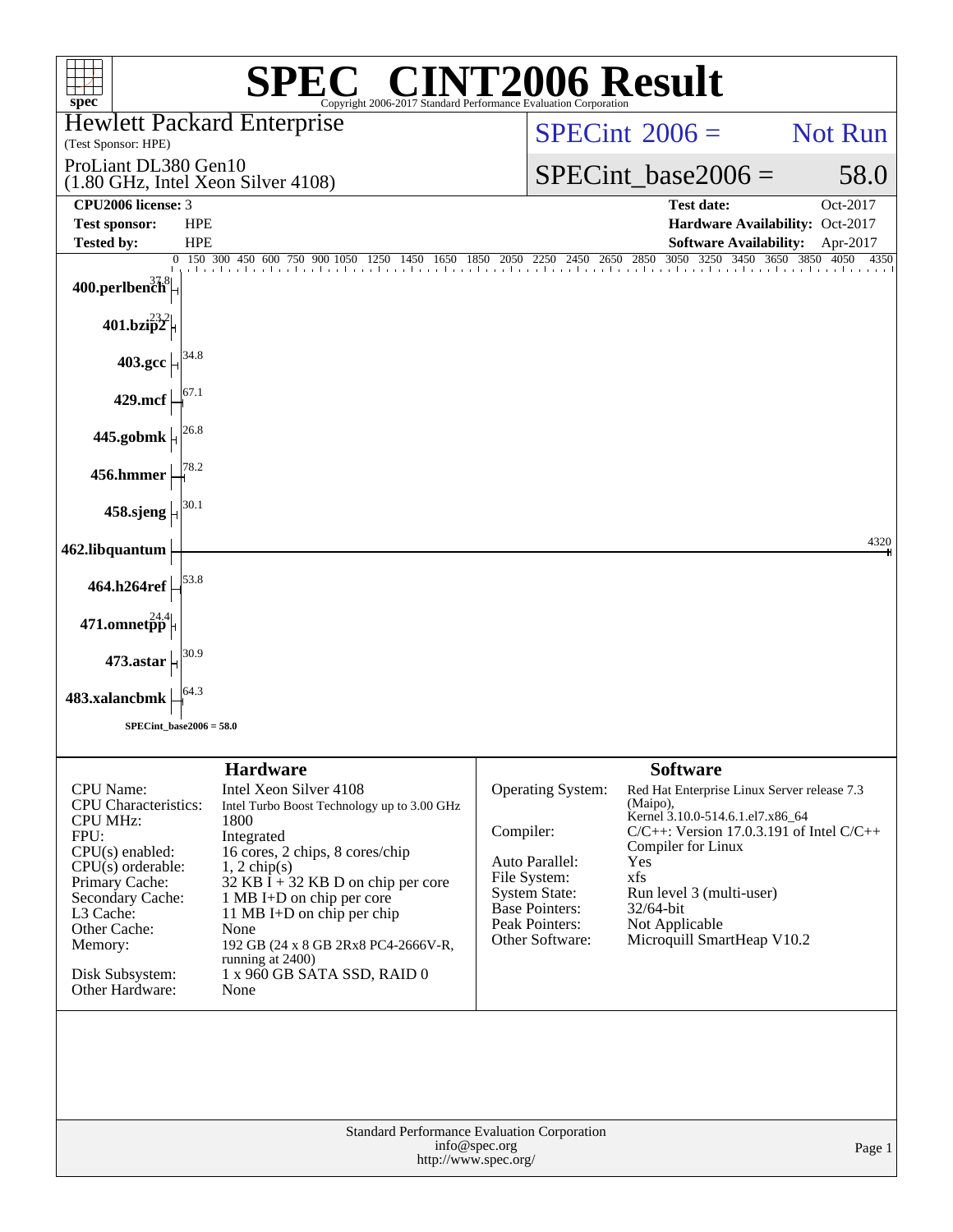# SPEC® CINT2006 Result

Copyright 2006-2017 Standard Performance Evaluation Corporation

**Hewlett Packard Enterprise**
(Test Sponsor: HPE)

ProLiant DL380 Gen10
(1.80 GHz, Intel Xeon Silver 4108)

SPECint 2006 = Not Run

SPECint_base2006 = 58.0

| | | | |
|---|---|---|---|
| **CPU2006 license:** | 3 | **Test date:** | Oct-2017 |
| **Test sponsor:** | HPE | **Hardware Availability:** | Oct-2017 |
| **Tested by:** | HPE | **Software Availability:** | Apr-2017 |

| Benchmark | Base Ratio |
|---|---|
| 400.perlbench | 37.8 |
| 401.bzip2 | 23.2 |
| 403.gcc | 34.8 |
| 429.mcf | 67.1 |
| 445.gobmk | 26.8 |
| 456.hmmer | 78.2 |
| 458.sjeng | 30.1 |
| 462.libquantum | 4320 |
| 464.h264ref | 53.8 |
| 471.omnetpp | 24.4 |
| 473.astar | 30.9 |
| 483.xalancbmk | 64.3 |

SPECint_base2006 = 58.0

## Hardware

| | |
|---|---|
| CPU Name: | Intel Xeon Silver 4108 |
| CPU Characteristics: | Intel Turbo Boost Technology up to 3.00 GHz |
| CPU MHz: | 1800 |
| FPU: | Integrated |
| CPU(s) enabled: | 16 cores, 2 chips, 8 cores/chip |
| CPU(s) orderable: | 1, 2 chip(s) |
| Primary Cache: | 32 KB I + 32 KB D on chip per core |
| Secondary Cache: | 1 MB I+D on chip per core |
| L3 Cache: | 11 MB I+D on chip per chip |
| Other Cache: | None |
| Memory: | 192 GB (24 x 8 GB 2Rx8 PC4-2666V-R, running at 2400) |
| Disk Subsystem: | 1 x 960 GB SATA SSD, RAID 0 |
| Other Hardware: | None |

## Software

| | |
|---|---|
| Operating System: | Red Hat Enterprise Linux Server release 7.3 (Maipo), Kernel 3.10.0-514.6.1.el7.x86_64 |
| Compiler: | C/C++: Version 17.0.3.191 of Intel C/C++ Compiler for Linux |
| Auto Parallel: | Yes |
| File System: | xfs |
| System State: | Run level 3 (multi-user) |
| Base Pointers: | 32/64-bit |
| Peak Pointers: | Not Applicable |
| Other Software: | Microquill SmartHeap V10.2 |

Standard Performance Evaluation Corporation
info@spec.org
http://www.spec.org/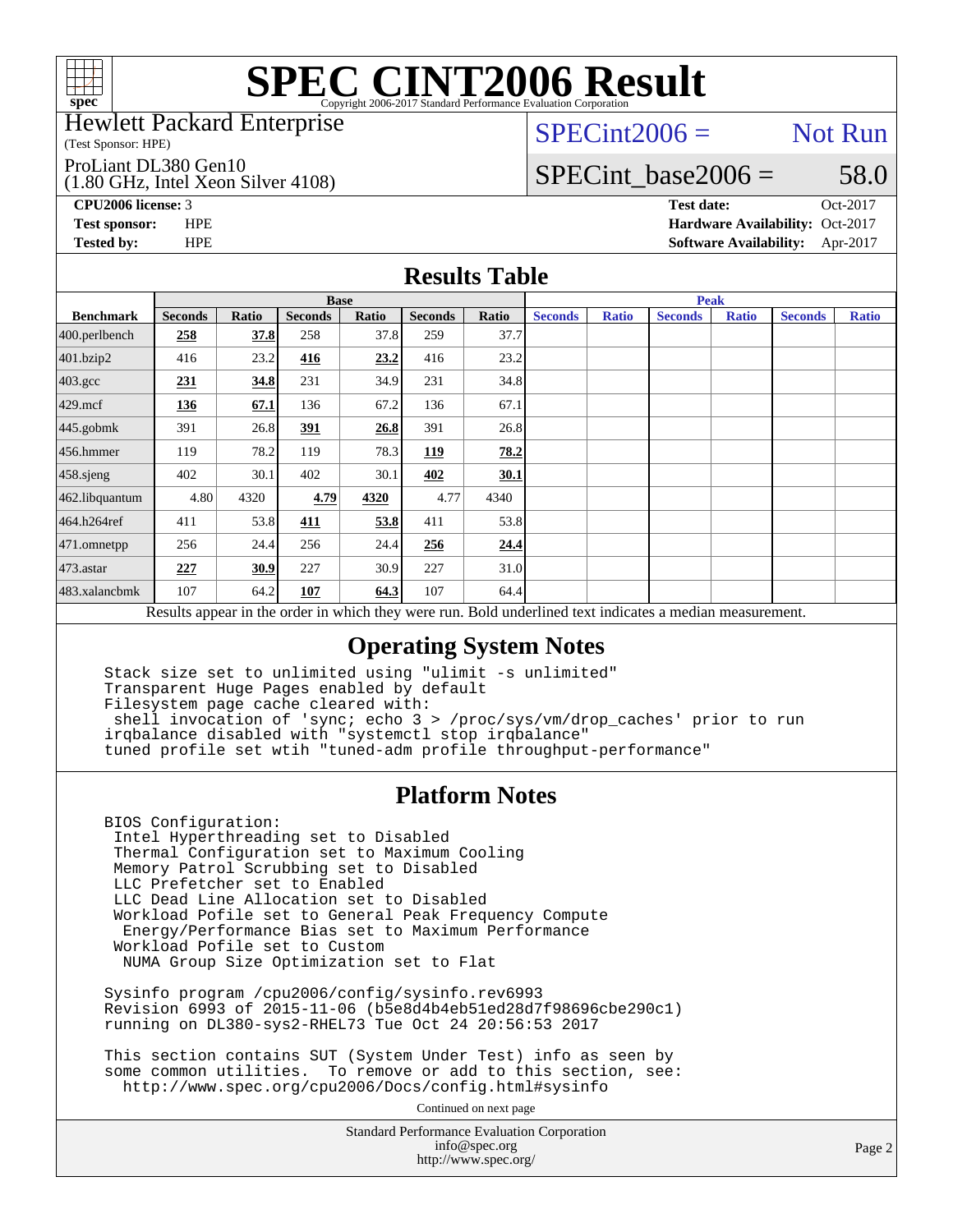# SPEC CINT2006 Result

Copyright 2006-2017 Standard Performance Evaluation Corporation

**Hewlett Packard Enterprise**
(Test Sponsor: HPE)

ProLiant DL380 Gen10
(1.80 GHz, Intel Xeon Silver 4108)

SPECint2006 = Not Run

SPECint_base2006 = 58.0

| | | | |
|---|---|---|---|
| **CPU2006 license:** | 3 | **Test date:** | Oct-2017 |
| **Test sponsor:** | HPE | **Hardware Availability:** | Oct-2017 |
| **Tested by:** | HPE | **Software Availability:** | Apr-2017 |

## Results Table

| | Base | | | | | | Peak | | | | | |
|---|---|---|---|---|---|---|---|---|---|---|---|---|
| **Benchmark** | **Seconds** | **Ratio** | **Seconds** | **Ratio** | **Seconds** | **Ratio** | **Seconds** | **Ratio** | **Seconds** | **Ratio** | **Seconds** | **Ratio** |
| 400.perlbench | **258** | **37.8** | 258 | 37.8 | 259 | 37.7 | | | | | | |
| 401.bzip2 | 416 | 23.2 | **416** | **23.2** | 416 | 23.2 | | | | | | |
| 403.gcc | **231** | **34.8** | 231 | 34.9 | 231 | 34.8 | | | | | | |
| 429.mcf | **136** | **67.1** | 136 | 67.2 | 136 | 67.1 | | | | | | |
| 445.gobmk | 391 | 26.8 | **391** | **26.8** | 391 | 26.8 | | | | | | |
| 456.hmmer | 119 | 78.2 | 119 | 78.3 | **119** | **78.2** | | | | | | |
| 458.sjeng | 402 | 30.1 | 402 | 30.1 | **402** | **30.1** | | | | | | |
| 462.libquantum | 4.80 | 4320 | **4.79** | **4320** | 4.77 | 4340 | | | | | | |
| 464.h264ref | 411 | 53.8 | **411** | **53.8** | 411 | 53.8 | | | | | | |
| 471.omnetpp | 256 | 24.4 | 256 | 24.4 | **256** | **24.4** | | | | | | |
| 473.astar | **227** | **30.9** | 227 | 30.9 | 227 | 31.0 | | | | | | |
| 483.xalancbmk | 107 | 64.2 | **107** | **64.3** | 107 | 64.4 | | | | | | |

Results appear in the order in which they were run. Bold underlined text indicates a median measurement.

## Operating System Notes

```
Stack size set to unlimited using "ulimit -s unlimited"
Transparent Huge Pages enabled by default
Filesystem page cache cleared with:
 shell invocation of 'sync; echo 3 > /proc/sys/vm/drop_caches' prior to run
irqbalance disabled with "systemctl stop irqbalance"
tuned profile set wtih "tuned-adm profile throughput-performance"
```

## Platform Notes

```
BIOS Configuration:
 Intel Hyperthreading set to Disabled
 Thermal Configuration set to Maximum Cooling
 Memory Patrol Scrubbing set to Disabled
 LLC Prefetcher set to Enabled
 LLC Dead Line Allocation set to Disabled
 Workload Pofile set to General Peak Frequency Compute
  Energy/Performance Bias set to Maximum Performance
 Workload Pofile set to Custom
  NUMA Group Size Optimization set to Flat

Sysinfo program /cpu2006/config/sysinfo.rev6993
Revision 6993 of 2015-11-06 (b5e8d4b4eb51ed28d7f98696cbe290c1)
running on DL380-sys2-RHEL73 Tue Oct 24 20:56:53 2017

This section contains SUT (System Under Test) info as seen by
some common utilities.  To remove or add to this section, see:
  http://www.spec.org/cpu2006/Docs/config.html#sysinfo
```

Continued on next page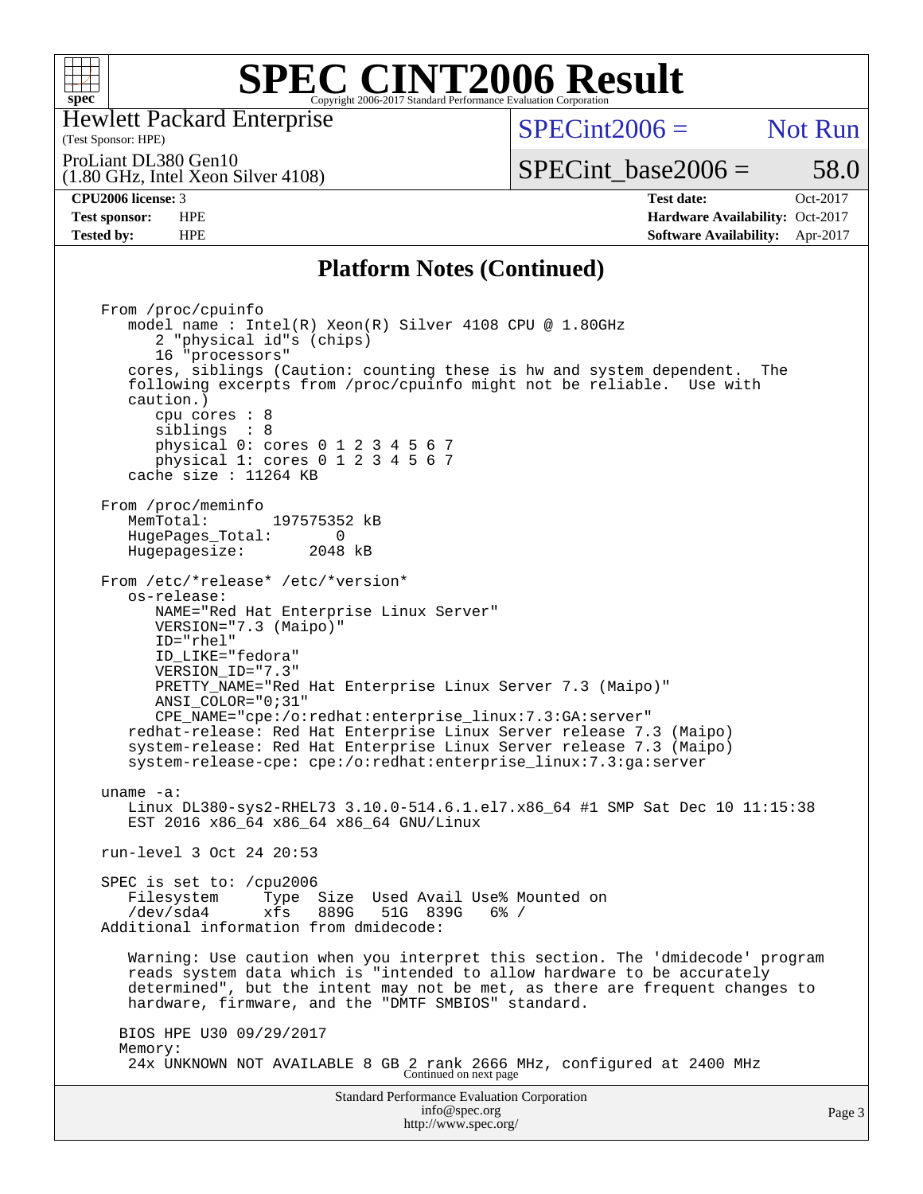# SPEC CINT2006 Result

Copyright 2006-2017 Standard Performance Evaluation Corporation

Hewlett Packard Enterprise
(Test Sponsor: HPE)

ProLiant DL380 Gen10
(1.80 GHz, Intel Xeon Silver 4108)

SPECint2006 = Not Run

SPECint_base2006 = 58.0

| | | | |
|---|---|---|---|
| **CPU2006 license:** 3 | | **Test date:** | Oct-2017 |
| **Test sponsor:** | HPE | **Hardware Availability:** | Oct-2017 |
| **Tested by:** | HPE | **Software Availability:** | Apr-2017 |

## Platform Notes (Continued)

```
From /proc/cpuinfo
   model name : Intel(R) Xeon(R) Silver 4108 CPU @ 1.80GHz
      2 "physical id"s (chips)
      16 "processors"
   cores, siblings (Caution: counting these is hw and system dependent.  The
   following excerpts from /proc/cpuinfo might not be reliable.  Use with
   caution.)
      cpu cores : 8
      siblings  : 8
      physical 0: cores 0 1 2 3 4 5 6 7
      physical 1: cores 0 1 2 3 4 5 6 7
   cache size : 11264 KB

From /proc/meminfo
   MemTotal:       197575352 kB
   HugePages_Total:       0
   Hugepagesize:       2048 kB

From /etc/*release* /etc/*version*
   os-release:
      NAME="Red Hat Enterprise Linux Server"
      VERSION="7.3 (Maipo)"
      ID="rhel"
      ID_LIKE="fedora"
      VERSION_ID="7.3"
      PRETTY_NAME="Red Hat Enterprise Linux Server 7.3 (Maipo)"
      ANSI_COLOR="0;31"
      CPE_NAME="cpe:/o:redhat:enterprise_linux:7.3:GA:server"
   redhat-release: Red Hat Enterprise Linux Server release 7.3 (Maipo)
   system-release: Red Hat Enterprise Linux Server release 7.3 (Maipo)
   system-release-cpe: cpe:/o:redhat:enterprise_linux:7.3:ga:server

uname -a:
   Linux DL380-sys2-RHEL73 3.10.0-514.6.1.el7.x86_64 #1 SMP Sat Dec 10 11:15:38
   EST 2016 x86_64 x86_64 x86_64 GNU/Linux

run-level 3 Oct 24 20:53

SPEC is set to: /cpu2006
   Filesystem     Type  Size  Used Avail Use% Mounted on
   /dev/sda4      xfs   889G   51G  839G   6% /
Additional information from dmidecode:

   Warning: Use caution when you interpret this section. The 'dmidecode' program
   reads system data which is "intended to allow hardware to be accurately
   determined", but the intent may not be met, as there are frequent changes to
   hardware, firmware, and the "DMTF SMBIOS" standard.

  BIOS HPE U30 09/29/2017
  Memory:
   24x UNKNOWN NOT AVAILABLE 8 GB 2 rank 2666 MHz, configured at 2400 MHz
```

Continued on next page

Standard Performance Evaluation Corporation
info@spec.org
http://www.spec.org/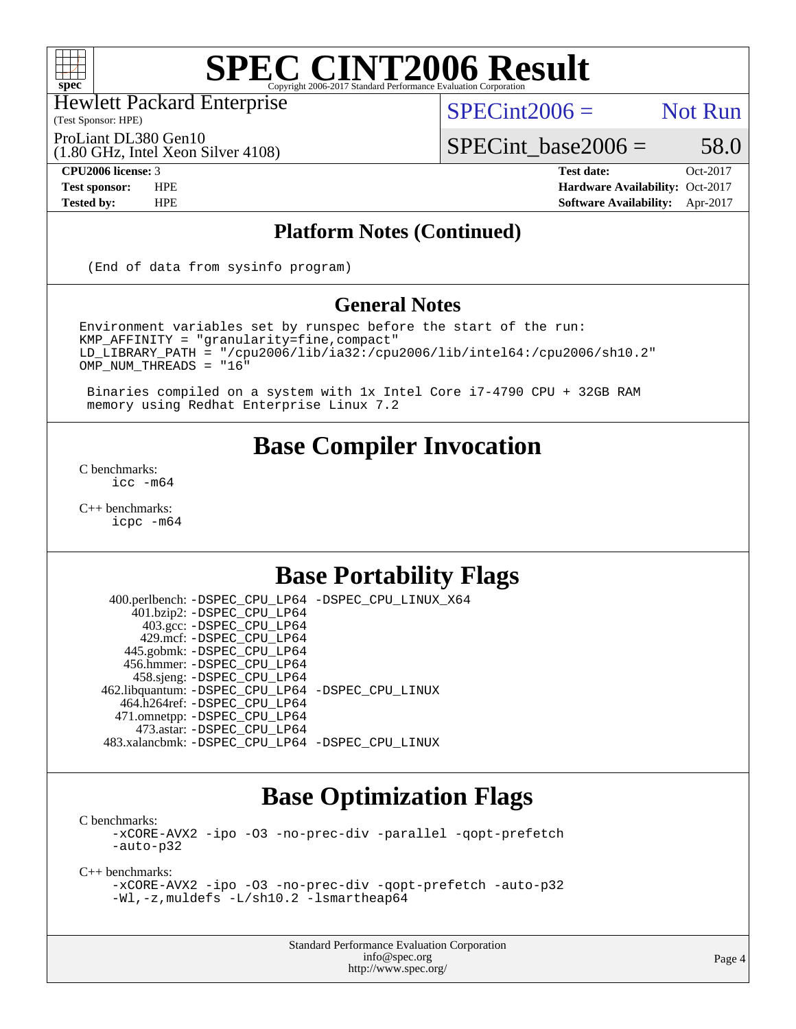# SPEC CINT2006 Result

Copyright 2006-2017 Standard Performance Evaluation Corporation

Hewlett Packard Enterprise
(Test Sponsor: HPE)

ProLiant DL380 Gen10
(1.80 GHz, Intel Xeon Silver 4108)

SPECint2006 = Not Run

SPECint_base2006 = 58.0

| | | | |
|---|---|---|---|
| **CPU2006 license:** | 3 | **Test date:** | Oct-2017 |
| **Test sponsor:** | HPE | **Hardware Availability:** | Oct-2017 |
| **Tested by:** | HPE | **Software Availability:** | Apr-2017 |

## Platform Notes (Continued)

```
(End of data from sysinfo program)
```

## General Notes

```
Environment variables set by runspec before the start of the run:
KMP_AFFINITY = "granularity=fine,compact"
LD_LIBRARY_PATH = "/cpu2006/lib/ia32:/cpu2006/lib/intel64:/cpu2006/sh10.2"
OMP_NUM_THREADS = "16"

 Binaries compiled on a system with 1x Intel Core i7-4790 CPU + 32GB RAM
 memory using Redhat Enterprise Linux 7.2
```

## Base Compiler Invocation

C benchmarks:
```
icc -m64
```

C++ benchmarks:
```
icpc -m64
```

## Base Portability Flags

```
   400.perlbench: -DSPEC_CPU_LP64 -DSPEC_CPU_LINUX_X64
       401.bzip2: -DSPEC_CPU_LP64
         403.gcc: -DSPEC_CPU_LP64
         429.mcf: -DSPEC_CPU_LP64
       445.gobmk: -DSPEC_CPU_LP64
       456.hmmer: -DSPEC_CPU_LP64
       458.sjeng: -DSPEC_CPU_LP64
  462.libquantum: -DSPEC_CPU_LP64 -DSPEC_CPU_LINUX
     464.h264ref: -DSPEC_CPU_LP64
     471.omnetpp: -DSPEC_CPU_LP64
       473.astar: -DSPEC_CPU_LP64
  483.xalancbmk: -DSPEC_CPU_LP64 -DSPEC_CPU_LINUX
```

## Base Optimization Flags

C benchmarks:
```
-xCORE-AVX2 -ipo -O3 -no-prec-div -parallel -qopt-prefetch
-auto-p32
```

C++ benchmarks:
```
-xCORE-AVX2 -ipo -O3 -no-prec-div -qopt-prefetch -auto-p32
-Wl,-z,muldefs -L/sh10.2 -lsmartheap64
```

Standard Performance Evaluation Corporation
info@spec.org
http://www.spec.org/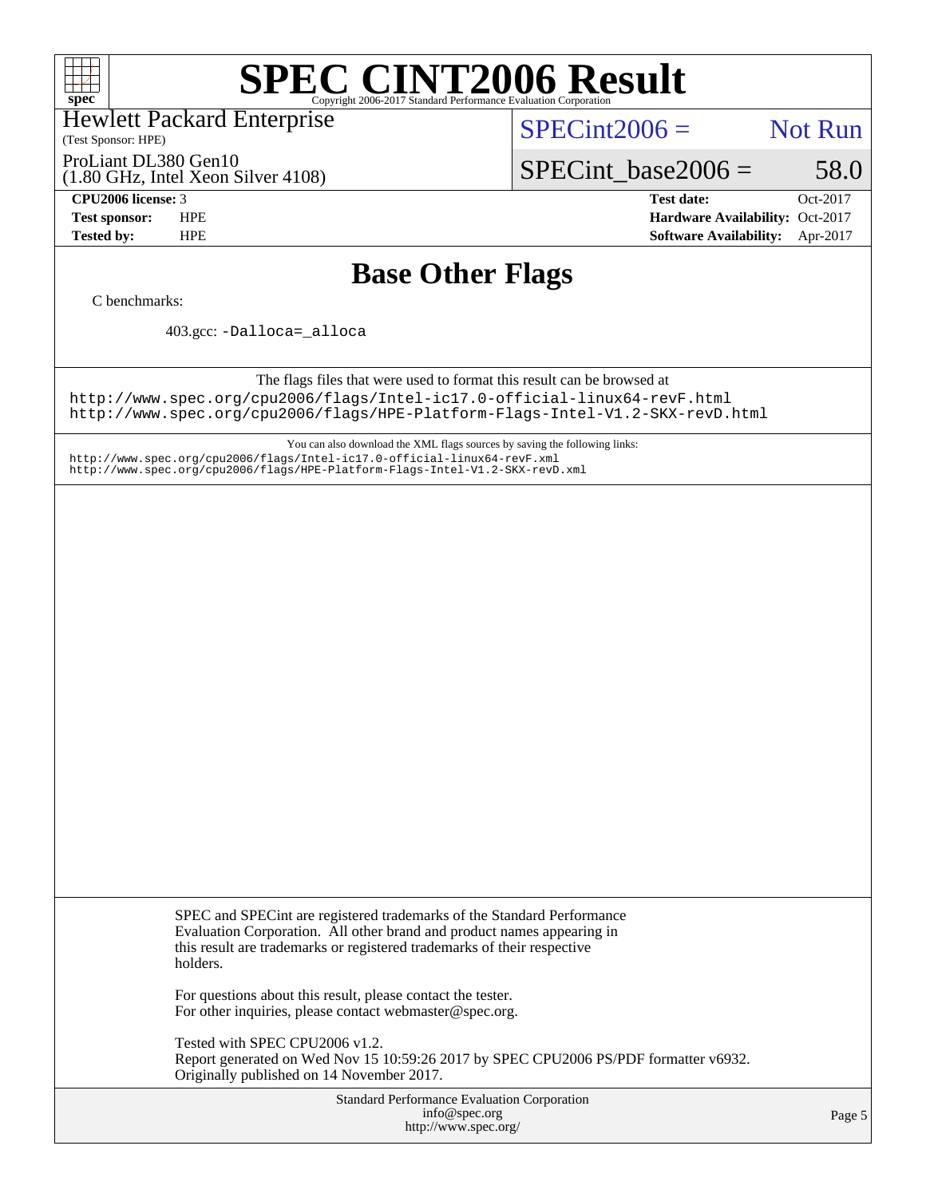# SPEC CINT2006 Result

Copyright 2006-2017 Standard Performance Evaluation Corporation

Hewlett Packard Enterprise
(Test Sponsor: HPE)

ProLiant DL380 Gen10
(1.80 GHz, Intel Xeon Silver 4108)

SPECint2006 = Not Run

SPECint_base2006 = 58.0

**CPU2006 license:** 3
**Test sponsor:** HPE
**Tested by:** HPE

**Test date:** Oct-2017
**Hardware Availability:** Oct-2017
**Software Availability:** Apr-2017

## Base Other Flags

C benchmarks:

403.gcc: -Dalloca=_alloca

The flags files that were used to format this result can be browsed at
http://www.spec.org/cpu2006/flags/Intel-ic17.0-official-linux64-revF.html
http://www.spec.org/cpu2006/flags/HPE-Platform-Flags-Intel-V1.2-SKX-revD.html

You can also download the XML flags sources by saving the following links:
http://www.spec.org/cpu2006/flags/Intel-ic17.0-official-linux64-revF.xml
http://www.spec.org/cpu2006/flags/HPE-Platform-Flags-Intel-V1.2-SKX-revD.xml

SPEC and SPECint are registered trademarks of the Standard Performance Evaluation Corporation. All other brand and product names appearing in this result are trademarks or registered trademarks of their respective holders.

For questions about this result, please contact the tester.
For other inquiries, please contact webmaster@spec.org.

Tested with SPEC CPU2006 v1.2.
Report generated on Wed Nov 15 10:59:26 2017 by SPEC CPU2006 PS/PDF formatter v6932.
Originally published on 14 November 2017.

Standard Performance Evaluation Corporation
info@spec.org
http://www.spec.org/